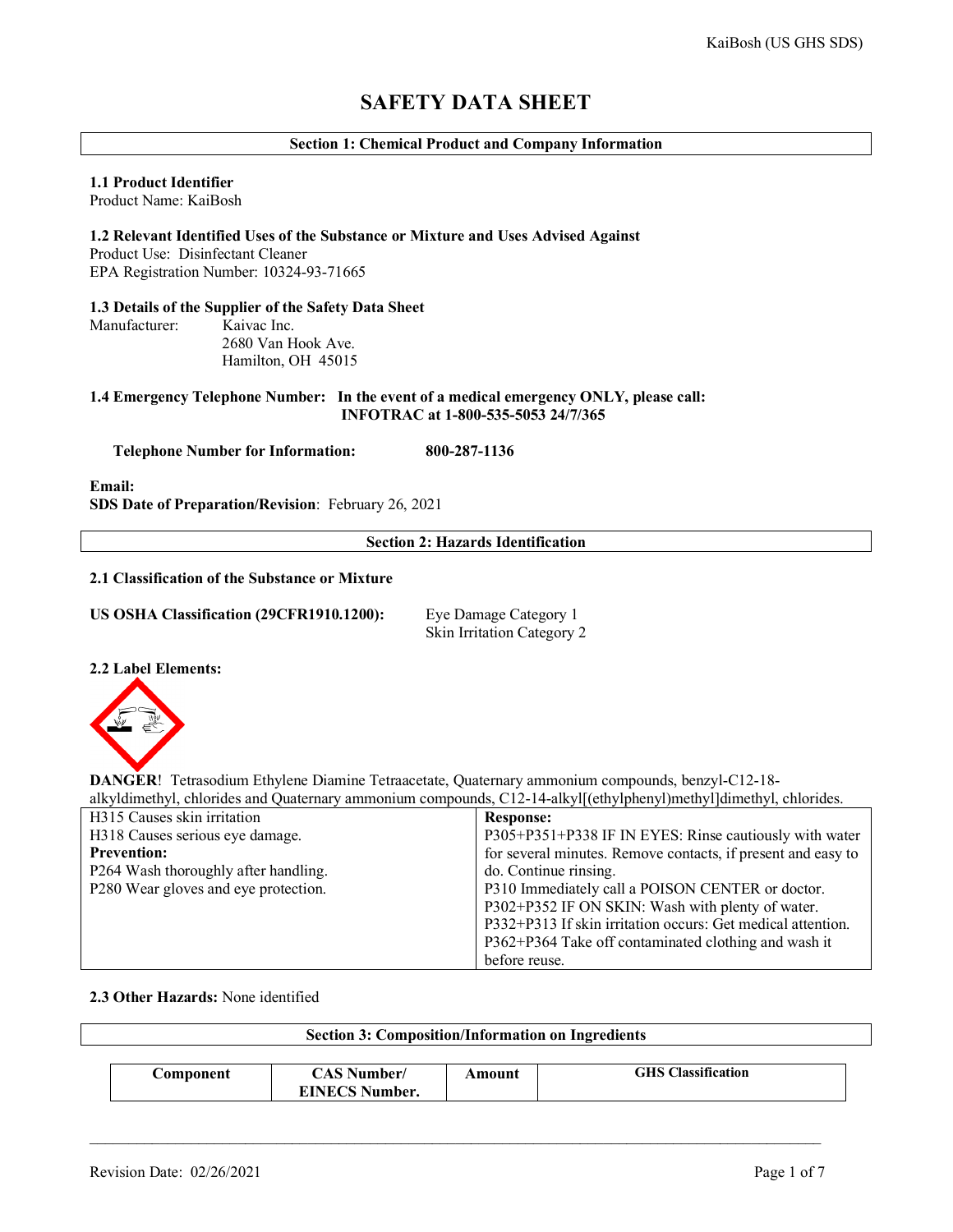# SAFETY DATA SHEET

## Section 1: Chemical Product and Company Information

**1.1 Product Identifier**
Product Name: KaiBosh

**1.2 Relevant Identified Uses of the Substance or Mixture and Uses Advised Against**
Product Use: Disinfectant Cleaner
EPA Registration Number: 10324-93-71665

**1.3 Details of the Supplier of the Safety Data Sheet**
Manufacturer: Kaivac Inc.
2680 Van Hook Ave.
Hamilton, OH 45015

**1.4 Emergency Telephone Number: In the event of a medical emergency ONLY, please call: INFOTRAC at 1-800-535-5053 24/7/365**

**Telephone Number for Information: 800-287-1136**

**Email:**
**SDS Date of Preparation/Revision**: February 26, 2021

## Section 2: Hazards Identification

**2.1 Classification of the Substance or Mixture**

**US OSHA Classification (29CFR1910.1200):** Eye Damage Category 1
Skin Irritation Category 2

**2.2 Label Elements:**

**DANGER**! Tetrasodium Ethylene Diamine Tetraacetate, Quaternary ammonium compounds, benzyl-C12-18-alkyldimethyl, chlorides and Quaternary ammonium compounds, C12-14-alkyl[(ethylphenyl)methyl]dimethyl, chlorides.

| | |
|---|---|
| H315 Causes skin irritation<br>H318 Causes serious eye damage.<br>**Prevention:**<br>P264 Wash thoroughly after handling.<br>P280 Wear gloves and eye protection. | **Response:**<br>P305+P351+P338 IF IN EYES: Rinse cautiously with water for several minutes. Remove contacts, if present and easy to do. Continue rinsing.<br>P310 Immediately call a POISON CENTER or doctor.<br>P302+P352 IF ON SKIN: Wash with plenty of water.<br>P332+P313 If skin irritation occurs: Get medical attention.<br>P362+P364 Take off contaminated clothing and wash it before reuse. |

**2.3 Other Hazards:** None identified

## Section 3: Composition/Information on Ingredients

| Component | CAS Number/ EINECS Number. | Amount | GHS Classification |
|---|---|---|---|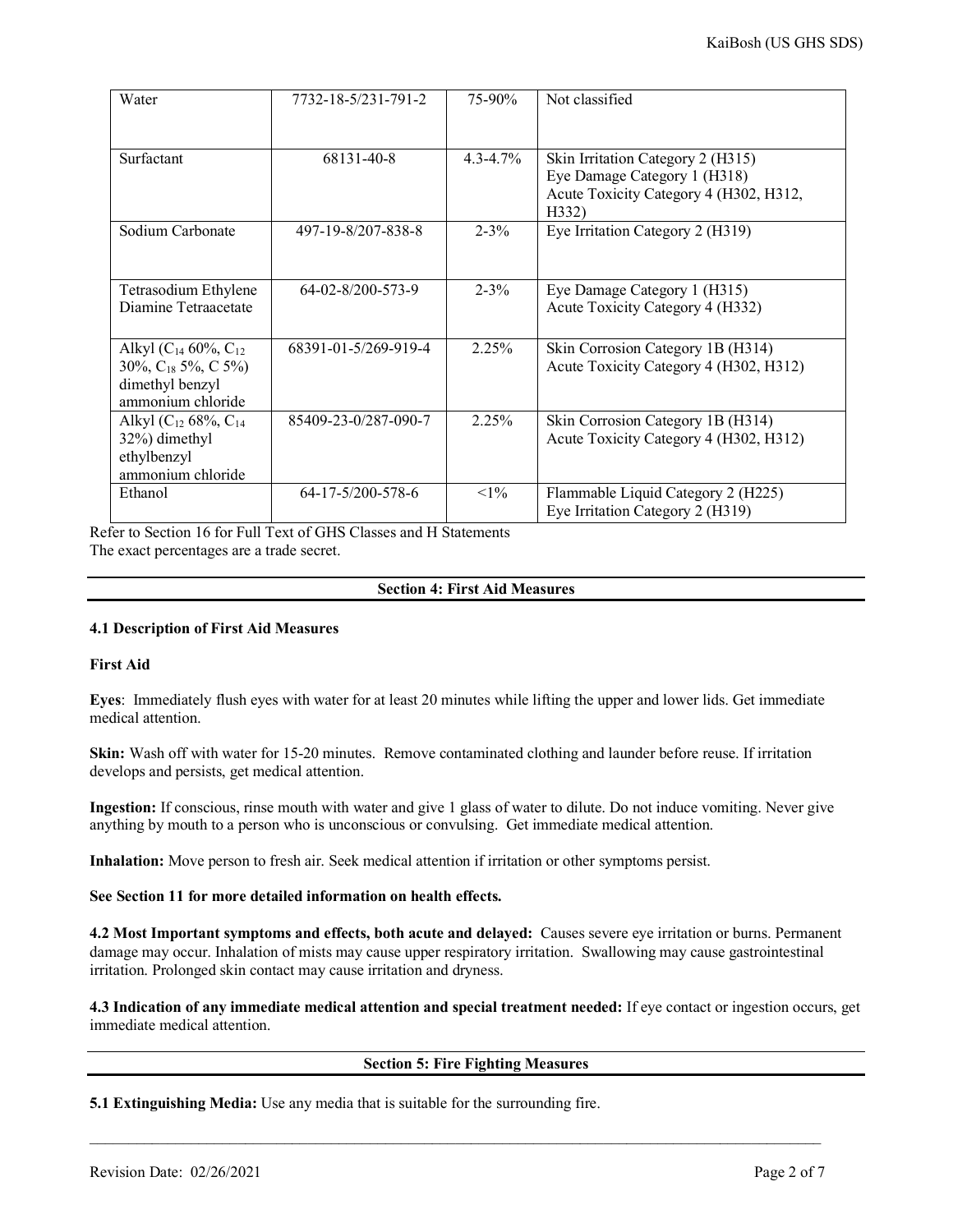| Water | 7732-18-5/231-791-2 | 75-90% | Not classified |
|---|---|---|---|
| Surfactant | 68131-40-8 | 4.3-4.7% | Skin Irritation Category 2 (H315)<br>Eye Damage Category 1 (H318)<br>Acute Toxicity Category 4 (H302, H312, H332) |
| Sodium Carbonate | 497-19-8/207-838-8 | 2-3% | Eye Irritation Category 2 (H319) |
| Tetrasodium Ethylene Diamine Tetraacetate | 64-02-8/200-573-9 | 2-3% | Eye Damage Category 1 (H315)<br>Acute Toxicity Category 4 (H332) |
| Alkyl ($C_{14}$ 60%, $C_{12}$ 30%, $C_{18}$ 5%, C 5%) dimethyl benzyl ammonium chloride | 68391-01-5/269-919-4 | 2.25% | Skin Corrosion Category 1B (H314)<br>Acute Toxicity Category 4 (H302, H312) |
| Alkyl ($C_{12}$ 68%, $C_{14}$ 32%) dimethyl ethylbenzyl ammonium chloride | 85409-23-0/287-090-7 | 2.25% | Skin Corrosion Category 1B (H314)<br>Acute Toxicity Category 4 (H302, H312) |
| Ethanol | 64-17-5/200-578-6 | <1% | Flammable Liquid Category 2 (H225)<br>Eye Irritation Category 2 (H319) |

Refer to Section 16 for Full Text of GHS Classes and H Statements
The exact percentages are a trade secret.

## Section 4: First Aid Measures

### 4.1 Description of First Aid Measures

**First Aid**

**Eyes**: Immediately flush eyes with water for at least 20 minutes while lifting the upper and lower lids. Get immediate medical attention.

**Skin:** Wash off with water for 15-20 minutes. Remove contaminated clothing and launder before reuse. If irritation develops and persists, get medical attention.

**Ingestion:** If conscious, rinse mouth with water and give 1 glass of water to dilute. Do not induce vomiting. Never give anything by mouth to a person who is unconscious or convulsing. Get immediate medical attention.

**Inhalation:** Move person to fresh air. Seek medical attention if irritation or other symptoms persist.

**See Section 11 for more detailed information on health effects.**

**4.2 Most Important symptoms and effects, both acute and delayed:** Causes severe eye irritation or burns. Permanent damage may occur. Inhalation of mists may cause upper respiratory irritation. Swallowing may cause gastrointestinal irritation. Prolonged skin contact may cause irritation and dryness.

**4.3 Indication of any immediate medical attention and special treatment needed:** If eye contact or ingestion occurs, get immediate medical attention.

## Section 5: Fire Fighting Measures

**5.1 Extinguishing Media:** Use any media that is suitable for the surrounding fire.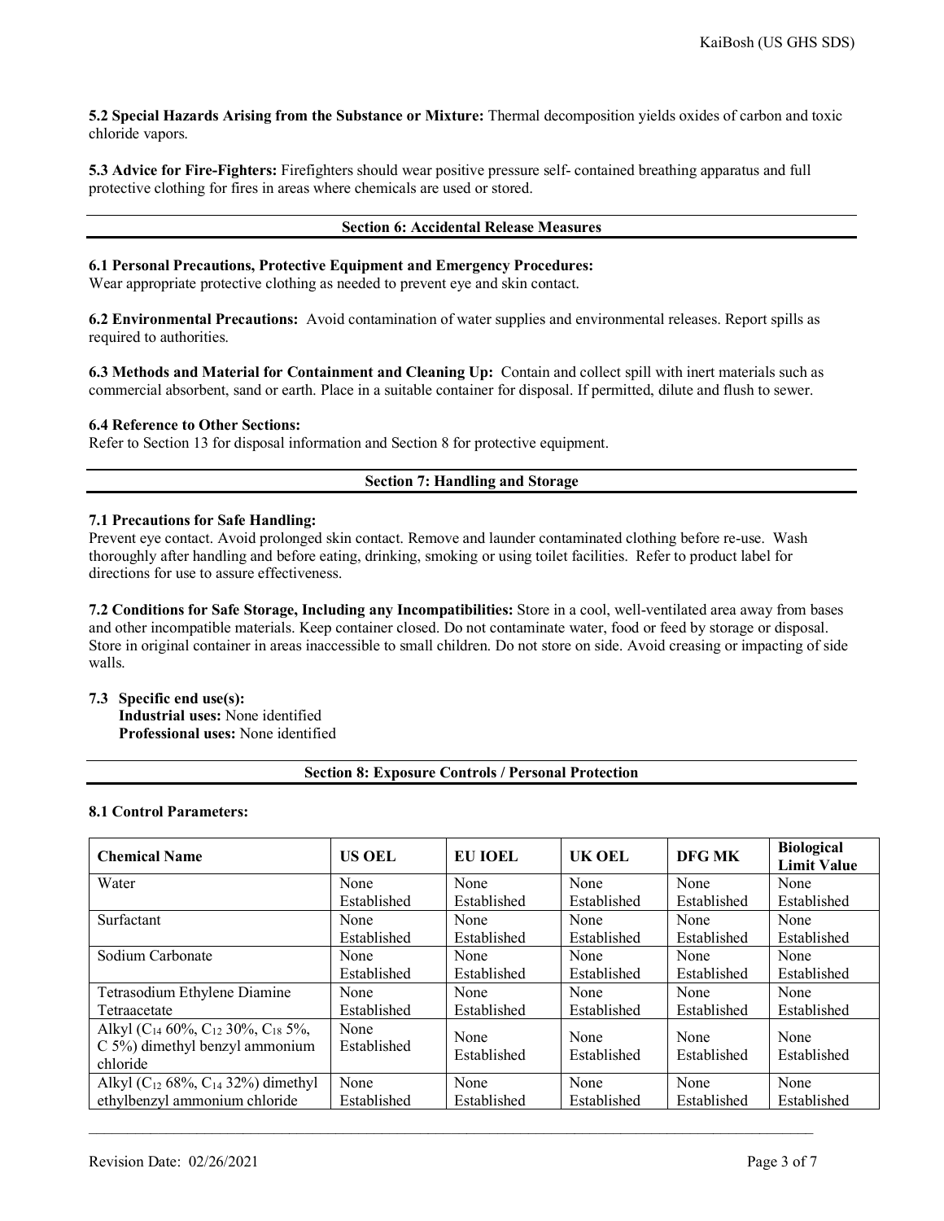**5.2 Special Hazards Arising from the Substance or Mixture:** Thermal decomposition yields oxides of carbon and toxic chloride vapors.

**5.3 Advice for Fire-Fighters:** Firefighters should wear positive pressure self- contained breathing apparatus and full protective clothing for fires in areas where chemicals are used or stored.

## Section 6: Accidental Release Measures

**6.1 Personal Precautions, Protective Equipment and Emergency Procedures:**
Wear appropriate protective clothing as needed to prevent eye and skin contact.

**6.2 Environmental Precautions:** Avoid contamination of water supplies and environmental releases. Report spills as required to authorities.

**6.3 Methods and Material for Containment and Cleaning Up:** Contain and collect spill with inert materials such as commercial absorbent, sand or earth. Place in a suitable container for disposal. If permitted, dilute and flush to sewer.

**6.4 Reference to Other Sections:**
Refer to Section 13 for disposal information and Section 8 for protective equipment.

## Section 7: Handling and Storage

**7.1 Precautions for Safe Handling:**
Prevent eye contact. Avoid prolonged skin contact. Remove and launder contaminated clothing before re-use. Wash thoroughly after handling and before eating, drinking, smoking or using toilet facilities. Refer to product label for directions for use to assure effectiveness.

**7.2 Conditions for Safe Storage, Including any Incompatibilities:** Store in a cool, well-ventilated area away from bases and other incompatible materials. Keep container closed. Do not contaminate water, food or feed by storage or disposal. Store in original container in areas inaccessible to small children. Do not store on side. Avoid creasing or impacting of side walls.

**7.3 Specific end use(s):**
**Industrial uses:** None identified
**Professional uses:** None identified

## Section 8: Exposure Controls / Personal Protection

**8.1 Control Parameters:**

| Chemical Name | US OEL | EU IOEL | UK OEL | DFG MK | Biological Limit Value |
|---|---|---|---|---|---|
| Water | None Established | None Established | None Established | None Established | None Established |
| Surfactant | None Established | None Established | None Established | None Established | None Established |
| Sodium Carbonate | None Established | None Established | None Established | None Established | None Established |
| Tetrasodium Ethylene Diamine Tetraacetate | None Established | None Established | None Established | None Established | None Established |
| Alkyl ($C_{14}$ 60%, $C_{12}$ 30%, $C_{18}$ 5%, C 5%) dimethyl benzyl ammonium chloride | None Established | None Established | None Established | None Established | None Established |
| Alkyl ($C_{12}$ 68%, $C_{14}$ 32%) dimethyl ethylbenzyl ammonium chloride | None Established | None Established | None Established | None Established | None Established |

Revision Date: 02/26/2021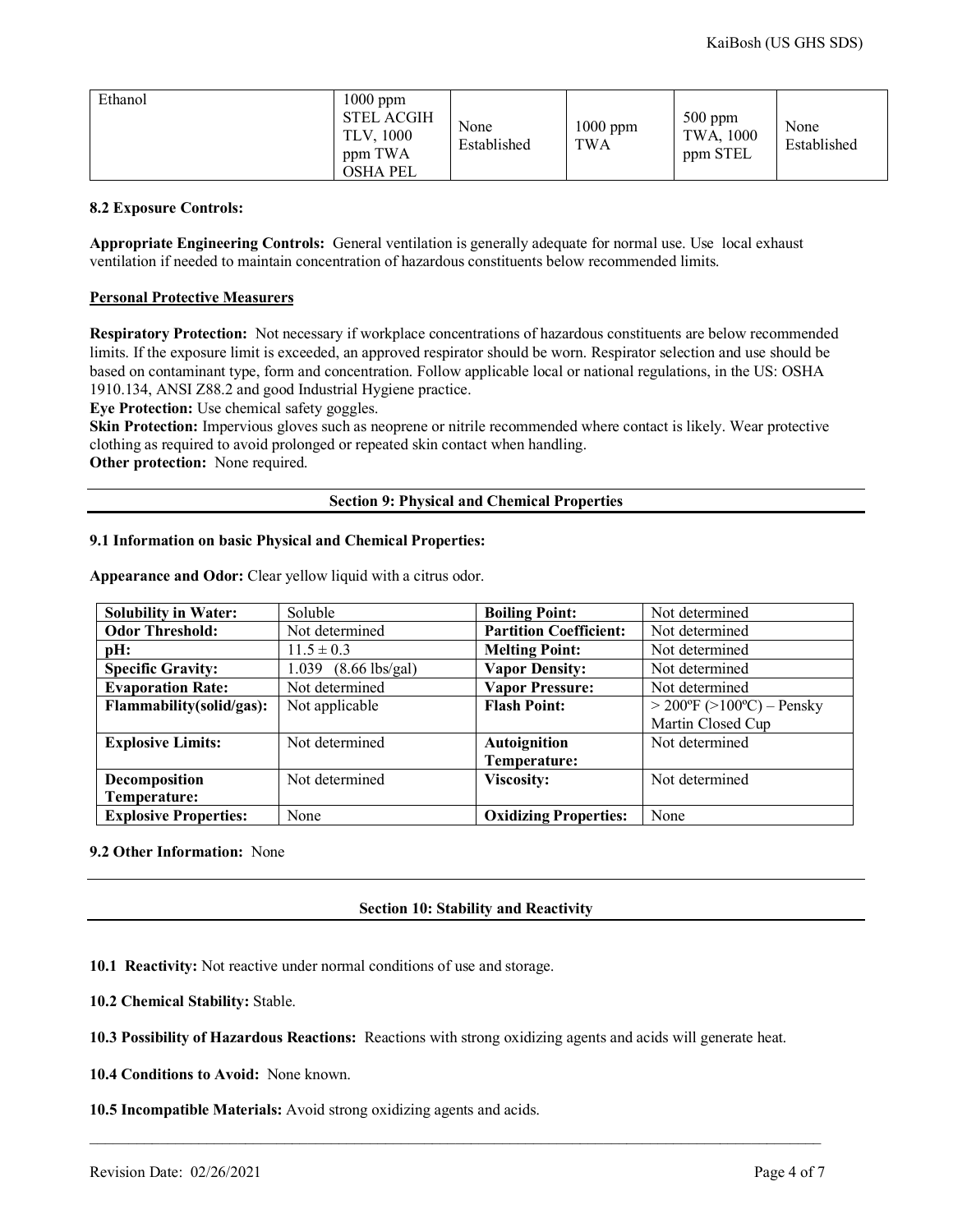| Ethanol | 1000 ppm STEL ACGIH TLV, 1000 ppm TWA OSHA PEL | None Established | 1000 ppm TWA | 500 ppm TWA, 1000 ppm STEL | None Established |
|---|---|---|---|---|---|

**8.2 Exposure Controls:**

**Appropriate Engineering Controls:** General ventilation is generally adequate for normal use. Use local exhaust ventilation if needed to maintain concentration of hazardous constituents below recommended limits.

**Personal Protective Measurers**

**Respiratory Protection:** Not necessary if workplace concentrations of hazardous constituents are below recommended limits. If the exposure limit is exceeded, an approved respirator should be worn. Respirator selection and use should be based on contaminant type, form and concentration. Follow applicable local or national regulations, in the US: OSHA 1910.134, ANSI Z88.2 and good Industrial Hygiene practice.

**Eye Protection:** Use chemical safety goggles.

**Skin Protection:** Impervious gloves such as neoprene or nitrile recommended where contact is likely. Wear protective clothing as required to avoid prolonged or repeated skin contact when handling.

**Other protection:** None required.

## Section 9: Physical and Chemical Properties

**9.1 Information on basic Physical and Chemical Properties:**

**Appearance and Odor:** Clear yellow liquid with a citrus odor.

| **Solubility in Water:** | Soluble | **Boiling Point:** | Not determined |
|---|---|---|---|
| **Odor Threshold:** | Not determined | **Partition Coefficient:** | Not determined |
| **pH:** | 11.5 ± 0.3 | **Melting Point:** | Not determined |
| **Specific Gravity:** | 1.039 (8.66 lbs/gal) | **Vapor Density:** | Not determined |
| **Evaporation Rate:** | Not determined | **Vapor Pressure:** | Not determined |
| **Flammability(solid/gas):** | Not applicable | **Flash Point:** | > 200ºF (>100ºC) – Pensky Martin Closed Cup |
| **Explosive Limits:** | Not determined | **Autoignition Temperature:** | Not determined |
| **Decomposition Temperature:** | Not determined | **Viscosity:** | Not determined |
| **Explosive Properties:** | None | **Oxidizing Properties:** | None |

**9.2 Other Information:** None

## Section 10: Stability and Reactivity

**10.1 Reactivity:** Not reactive under normal conditions of use and storage.

**10.2 Chemical Stability:** Stable.

**10.3 Possibility of Hazardous Reactions:** Reactions with strong oxidizing agents and acids will generate heat.

**10.4 Conditions to Avoid:** None known.

**10.5 Incompatible Materials:** Avoid strong oxidizing agents and acids.

Revision Date: 02/26/2021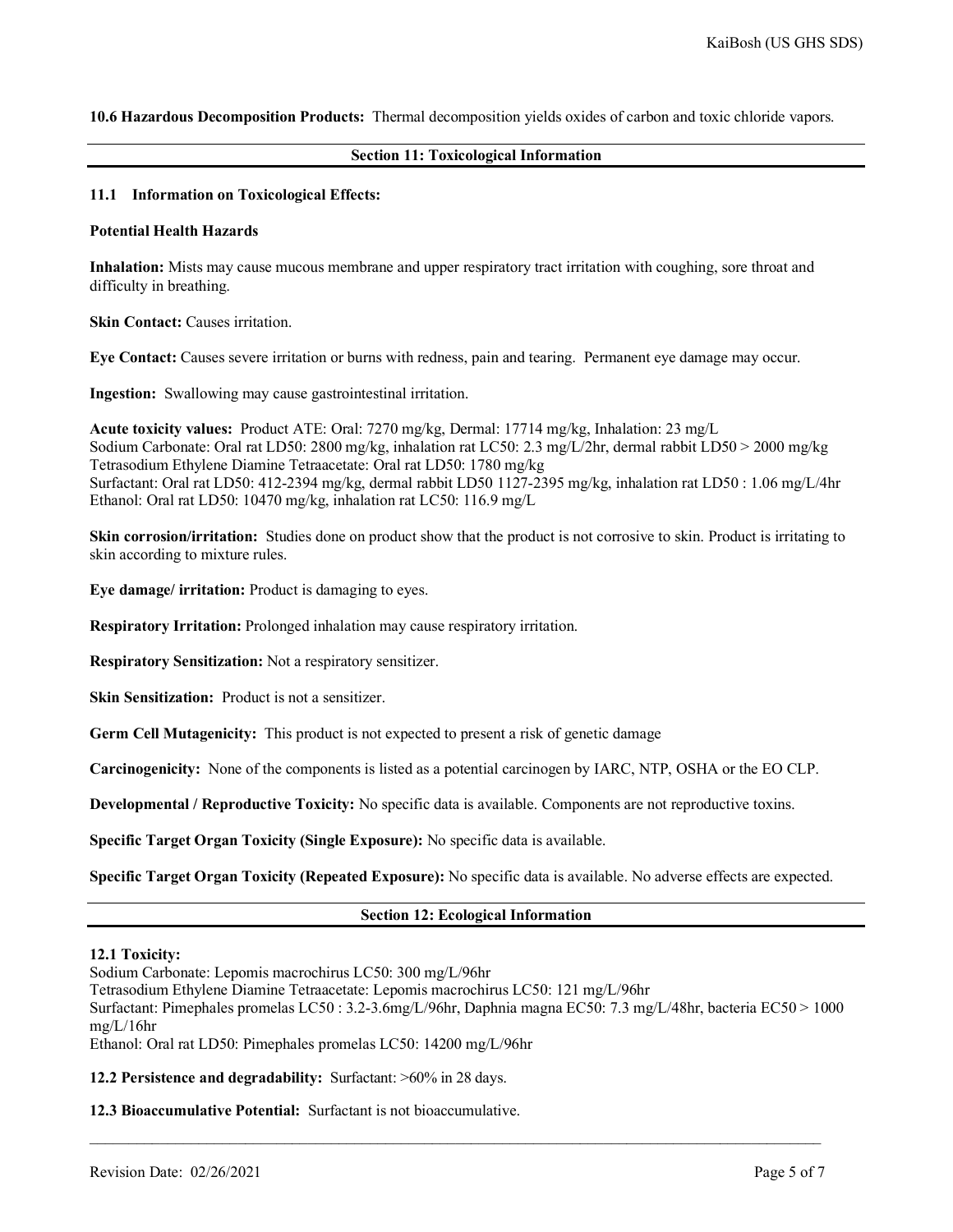**10.6 Hazardous Decomposition Products:** Thermal decomposition yields oxides of carbon and toxic chloride vapors.

## Section 11: Toxicological Information

### 11.1 Information on Toxicological Effects:

**Potential Health Hazards**

**Inhalation:** Mists may cause mucous membrane and upper respiratory tract irritation with coughing, sore throat and difficulty in breathing.

**Skin Contact:** Causes irritation.

**Eye Contact:** Causes severe irritation or burns with redness, pain and tearing. Permanent eye damage may occur.

**Ingestion:** Swallowing may cause gastrointestinal irritation.

**Acute toxicity values:** Product ATE: Oral: 7270 mg/kg, Dermal: 17714 mg/kg, Inhalation: 23 mg/L
Sodium Carbonate: Oral rat LD50: 2800 mg/kg, inhalation rat LC50: 2.3 mg/L/2hr, dermal rabbit LD50 > 2000 mg/kg
Tetrasodium Ethylene Diamine Tetraacetate: Oral rat LD50: 1780 mg/kg
Surfactant: Oral rat LD50: 412-2394 mg/kg, dermal rabbit LD50 1127-2395 mg/kg, inhalation rat LD50 : 1.06 mg/L/4hr
Ethanol: Oral rat LD50: 10470 mg/kg, inhalation rat LC50: 116.9 mg/L

**Skin corrosion/irritation:** Studies done on product show that the product is not corrosive to skin. Product is irritating to skin according to mixture rules.

**Eye damage/ irritation:** Product is damaging to eyes.

**Respiratory Irritation:** Prolonged inhalation may cause respiratory irritation.

**Respiratory Sensitization:** Not a respiratory sensitizer.

**Skin Sensitization:** Product is not a sensitizer.

**Germ Cell Mutagenicity:** This product is not expected to present a risk of genetic damage

**Carcinogenicity:** None of the components is listed as a potential carcinogen by IARC, NTP, OSHA or the EO CLP.

**Developmental / Reproductive Toxicity:** No specific data is available. Components are not reproductive toxins.

**Specific Target Organ Toxicity (Single Exposure):** No specific data is available.

**Specific Target Organ Toxicity (Repeated Exposure):** No specific data is available. No adverse effects are expected.

## Section 12: Ecological Information

**12.1 Toxicity:**
Sodium Carbonate: Lepomis macrochirus LC50: 300 mg/L/96hr
Tetrasodium Ethylene Diamine Tetraacetate: Lepomis macrochirus LC50: 121 mg/L/96hr
Surfactant: Pimephales promelas LC50 : 3.2-3.6mg/L/96hr, Daphnia magna EC50: 7.3 mg/L/48hr, bacteria EC50 > 1000 mg/L/16hr
Ethanol: Oral rat LD50: Pimephales promelas LC50: 14200 mg/L/96hr

**12.2 Persistence and degradability:** Surfactant: >60% in 28 days.

**12.3 Bioaccumulative Potential:** Surfactant is not bioaccumulative.

Revision Date: 02/26/2021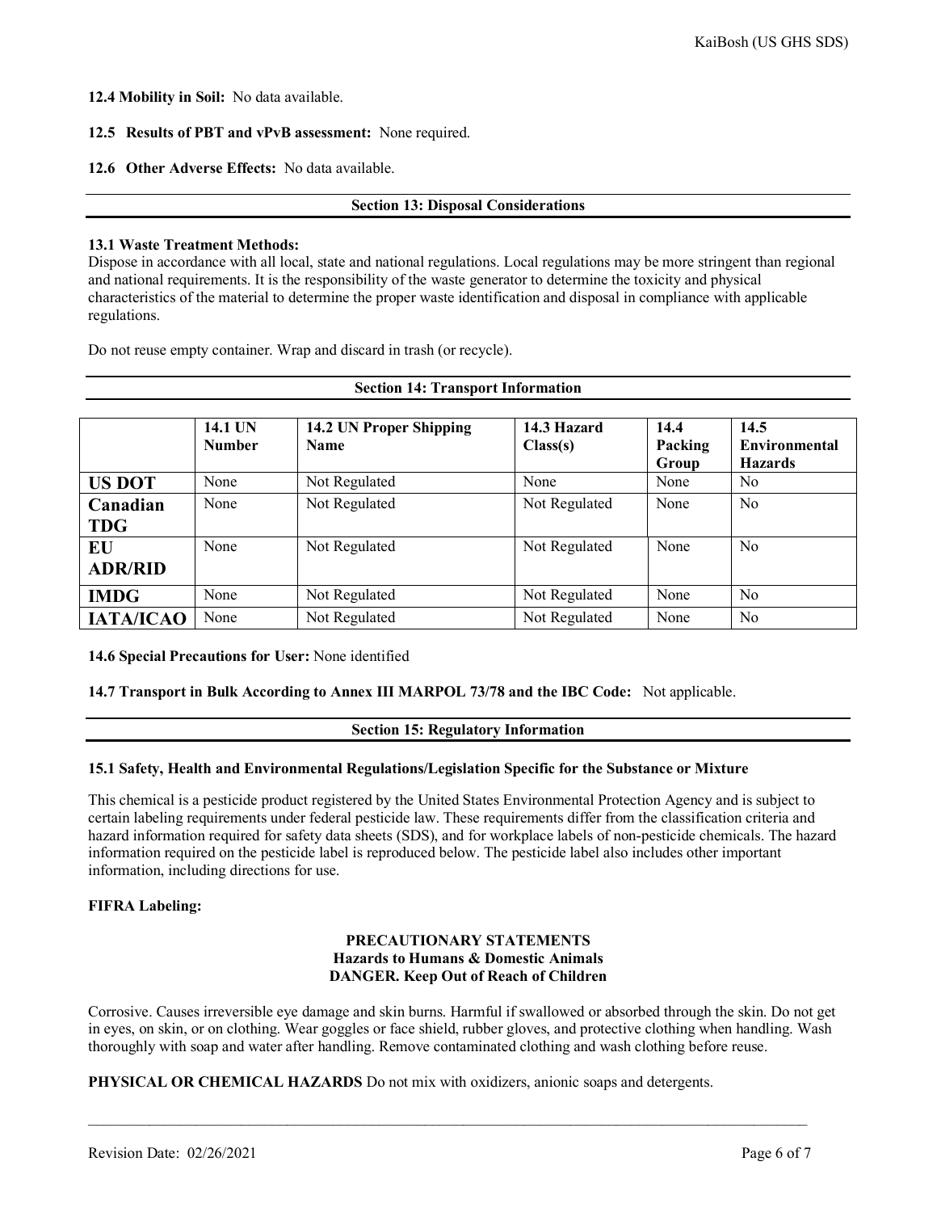**12.4 Mobility in Soil:** No data available.

**12.5 Results of PBT and vPvB assessment:** None required.

**12.6 Other Adverse Effects:** No data available.

## Section 13: Disposal Considerations

**13.1 Waste Treatment Methods:**
Dispose in accordance with all local, state and national regulations. Local regulations may be more stringent than regional and national requirements. It is the responsibility of the waste generator to determine the toxicity and physical characteristics of the material to determine the proper waste identification and disposal in compliance with applicable regulations.

Do not reuse empty container. Wrap and discard in trash (or recycle).

## Section 14: Transport Information

| | 14.1 UN Number | 14.2 UN Proper Shipping Name | 14.3 Hazard Class(s) | 14.4 Packing Group | 14.5 Environmental Hazards |
|---|---|---|---|---|---|
| **US DOT** | None | Not Regulated | None | None | No |
| **Canadian TDG** | None | Not Regulated | Not Regulated | None | No |
| **EU ADR/RID** | None | Not Regulated | Not Regulated | None | No |
| **IMDG** | None | Not Regulated | Not Regulated | None | No |
| **IATA/ICAO** | None | Not Regulated | Not Regulated | None | No |

**14.6 Special Precautions for User:** None identified

**14.7 Transport in Bulk According to Annex III MARPOL 73/78 and the IBC Code:** Not applicable.

## Section 15: Regulatory Information

**15.1 Safety, Health and Environmental Regulations/Legislation Specific for the Substance or Mixture**

This chemical is a pesticide product registered by the United States Environmental Protection Agency and is subject to certain labeling requirements under federal pesticide law. These requirements differ from the classification criteria and hazard information required for safety data sheets (SDS), and for workplace labels of non-pesticide chemicals. The hazard information required on the pesticide label is reproduced below. The pesticide label also includes other important information, including directions for use.

**FIFRA Labeling:**

**PRECAUTIONARY STATEMENTS**
**Hazards to Humans & Domestic Animals**
**DANGER. Keep Out of Reach of Children**

Corrosive. Causes irreversible eye damage and skin burns. Harmful if swallowed or absorbed through the skin. Do not get in eyes, on skin, or on clothing. Wear goggles or face shield, rubber gloves, and protective clothing when handling. Wash thoroughly with soap and water after handling. Remove contaminated clothing and wash clothing before reuse.

**PHYSICAL OR CHEMICAL HAZARDS** Do not mix with oxidizers, anionic soaps and detergents.

Revision Date: 02/26/2021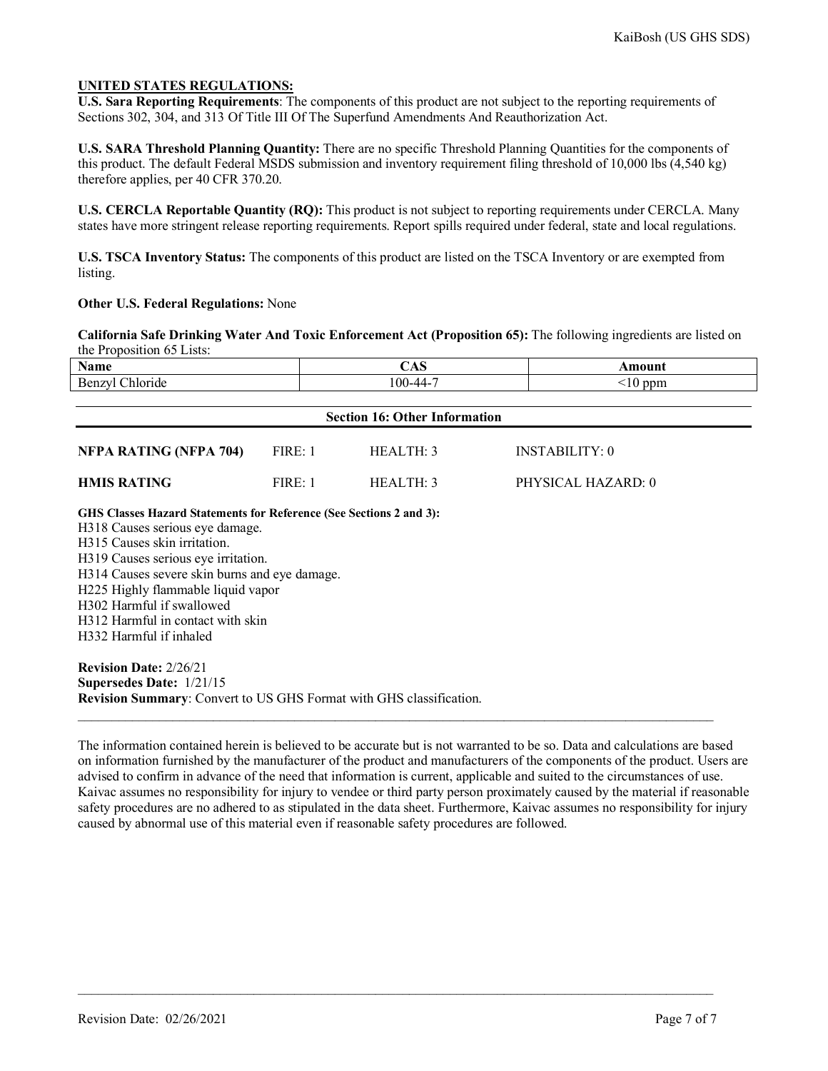**UNITED STATES REGULATIONS:**

**U.S. Sara Reporting Requirements**: The components of this product are not subject to the reporting requirements of Sections 302, 304, and 313 Of Title III Of The Superfund Amendments And Reauthorization Act.

**U.S. SARA Threshold Planning Quantity:** There are no specific Threshold Planning Quantities for the components of this product. The default Federal MSDS submission and inventory requirement filing threshold of 10,000 lbs (4,540 kg) therefore applies, per 40 CFR 370.20.

**U.S. CERCLA Reportable Quantity (RQ):** This product is not subject to reporting requirements under CERCLA. Many states have more stringent release reporting requirements. Report spills required under federal, state and local regulations.

**U.S. TSCA Inventory Status:** The components of this product are listed on the TSCA Inventory or are exempted from listing.

**Other U.S. Federal Regulations:** None

**California Safe Drinking Water And Toxic Enforcement Act (Proposition 65):** The following ingredients are listed on the Proposition 65 Lists:

| Name | CAS | Amount |
|---|---|---|
| Benzyl Chloride | 100-44-7 | <10 ppm |

## Section 16: Other Information

| | | | |
|---|---|---|---|
| **NFPA RATING (NFPA 704)** | FIRE: 1 | HEALTH: 3 | INSTABILITY: 0 |
| **HMIS RATING** | FIRE: 1 | HEALTH: 3 | PHYSICAL HAZARD: 0 |

**GHS Classes Hazard Statements for Reference (See Sections 2 and 3):**

H318 Causes serious eye damage.
H315 Causes skin irritation.
H319 Causes serious eye irritation.
H314 Causes severe skin burns and eye damage.
H225 Highly flammable liquid vapor
H302 Harmful if swallowed
H312 Harmful in contact with skin
H332 Harmful if inhaled

**Revision Date:** 2/26/21
**Supersedes Date:** 1/21/15
**Revision Summary**: Convert to US GHS Format with GHS classification.

The information contained herein is believed to be accurate but is not warranted to be so. Data and calculations are based on information furnished by the manufacturer of the product and manufacturers of the components of the product. Users are advised to confirm in advance of the need that information is current, applicable and suited to the circumstances of use. Kaivac assumes no responsibility for injury to vendee or third party person proximately caused by the material if reasonable safety procedures are no adhered to as stipulated in the data sheet. Furthermore, Kaivac assumes no responsibility for injury caused by abnormal use of this material even if reasonable safety procedures are followed.